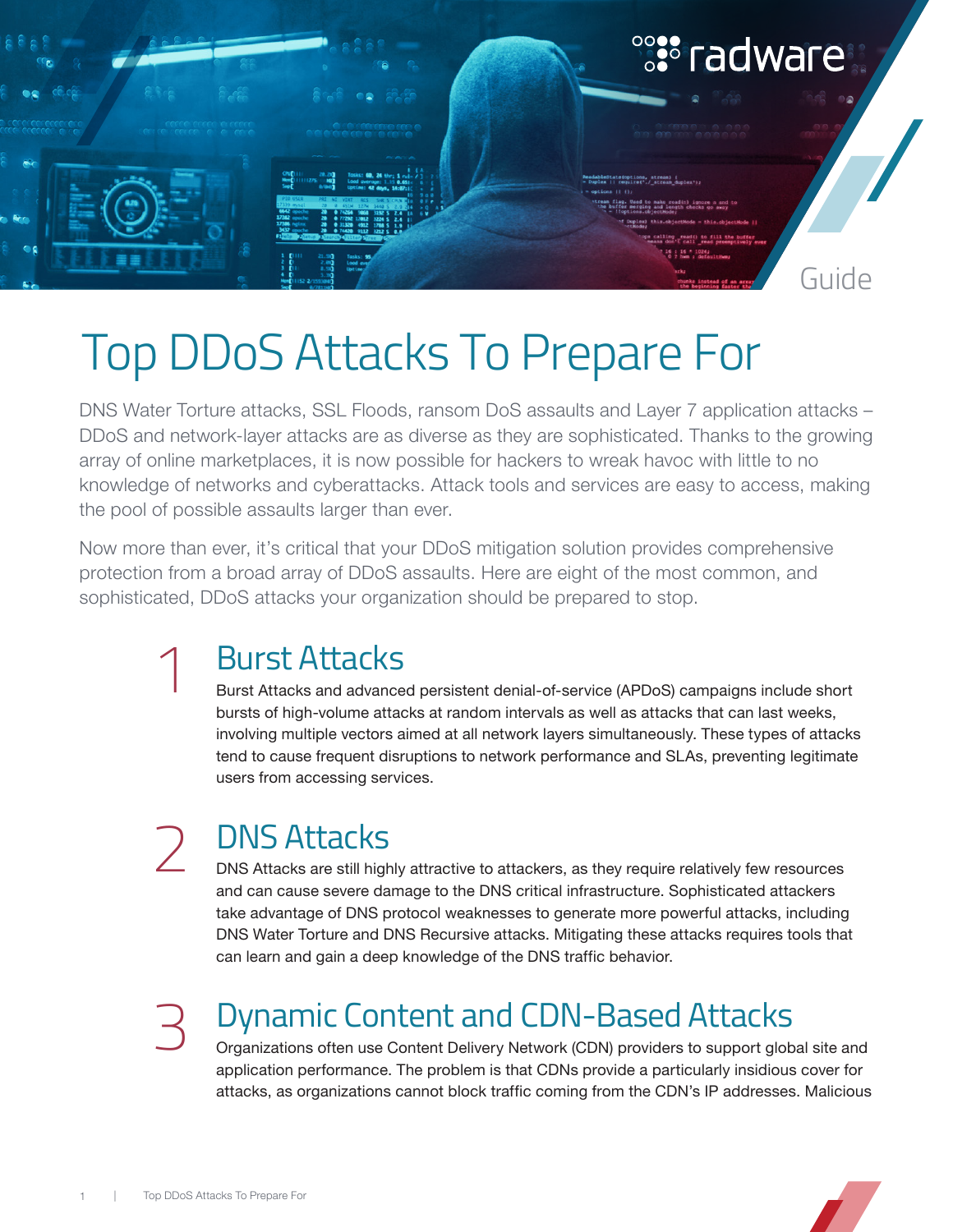radware

Guide

# Top DDoS Attacks To Prepare For

DNS Water Torture attacks, SSL Floods, ransom DoS assaults and Layer 7 application attacks – DDoS and network-layer attacks are as diverse as they are sophisticated. Thanks to the growing array of online marketplaces, it is now possible for hackers to wreak havoc with little to no knowledge of networks and cyberattacks. Attack tools and services are easy to access, making the pool of possible assaults larger than ever.

Now more than ever, it's critical that your DDoS mitigation solution provides comprehensive protection from a broad array of DDoS assaults. Here are eight of the most common, and sophisticated, DDoS attacks your organization should be prepared to stop.

## 1 Burst Attacks

Burst Attacks and advanced persistent denial-of-service (APDoS) campaigns include short bursts of high-volume attacks at random intervals as well as attacks that can last weeks, involving multiple vectors aimed at all network layers simultaneously. These types of attacks tend to cause frequent disruptions to network performance and SLAs, preventing legitimate users from accessing services.

## 2 DNS Attacks

DNS Attacks are still highly attractive to attackers, as they require relatively few resources and can cause severe damage to the DNS critical infrastructure. Sophisticated attackers take advantage of DNS protocol weaknesses to generate more powerful attacks, including DNS Water Torture and DNS Recursive attacks. Mitigating these attacks requires tools that can learn and gain a deep knowledge of the DNS traffic behavior.

## 3 Dynamic Content and CDN-Based Attacks

Organizations often use Content Delivery Network (CDN) providers to support global site and application performance. The problem is that CDNs provide a particularly insidious cover for attacks, as organizations cannot block traffic coming from the CDN's IP addresses. Malicious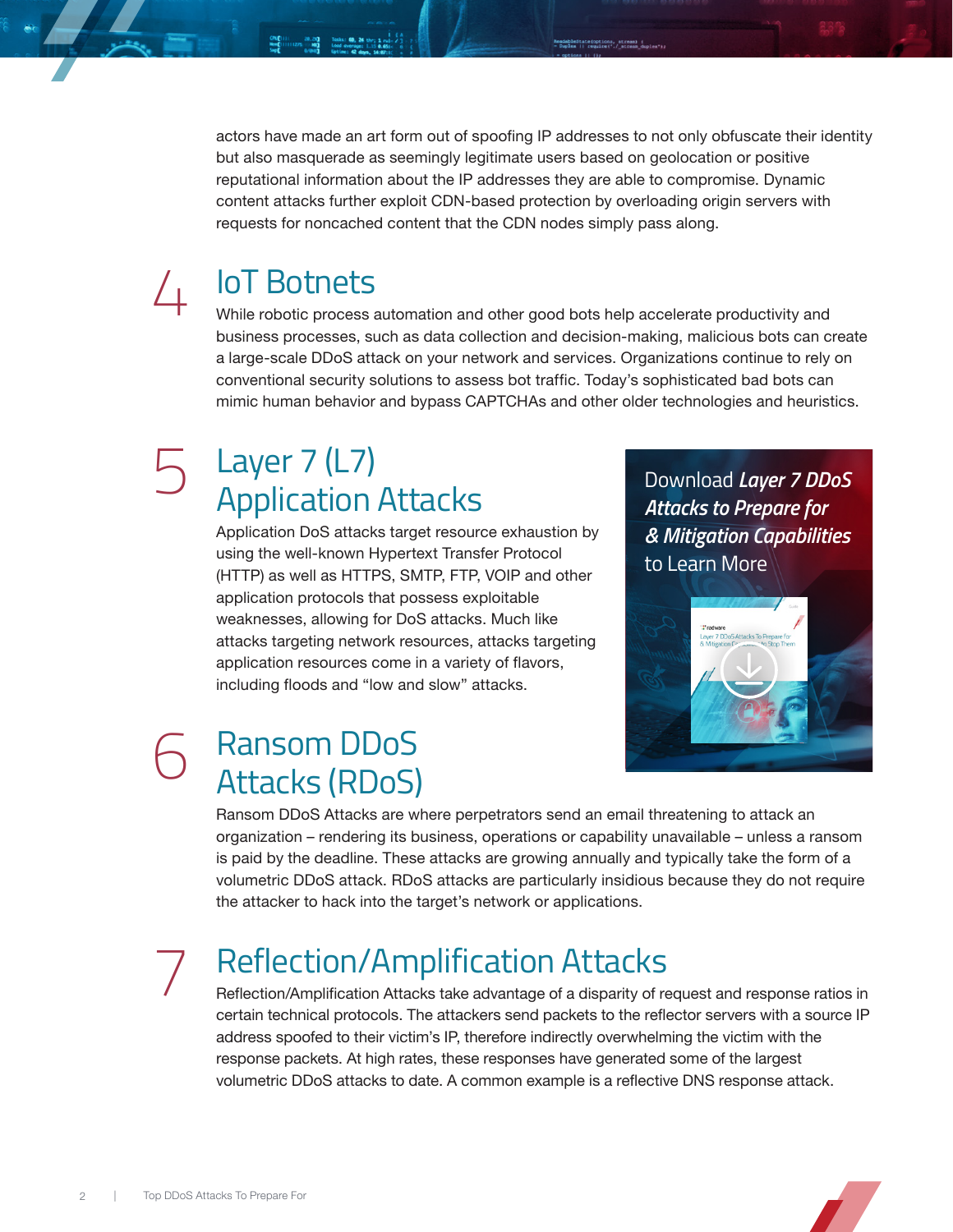actors have made an art form out of spoofing IP addresses to not only obfuscate their identity but also masquerade as seemingly legitimate users based on geolocation or positive reputational information about the IP addresses they are able to compromise. Dynamic content attacks further exploit CDN-based protection by overloading origin servers with requests for noncached content that the CDN nodes simply pass along.

## 4 IoT Botnets

While robotic process automation and other good bots help accelerate productivity and business processes, such as data collection and decision-making, malicious bots can create a large-scale DDoS attack on your network and services. Organizations continue to rely on conventional security solutions to assess bot traffic. Today's sophisticated bad bots can mimic human behavior and bypass CAPTCHAs and other older technologies and heuristics.

## 5 Layer 7 (L7) Application Attacks

Application DoS attacks target resource exhaustion by using the well-known Hypertext Transfer Protocol (HTTP) as well as HTTPS, SMTP, FTP, VOIP and other application protocols that possess exploitable weaknesses, allowing for DoS attacks. Much like attacks targeting network resources, attacks targeting application resources come in a variety of flavors, including floods and "low and slow" attacks.

Download ***Layer 7 DDoS Attacks to Prepare for & Mitigation Capabilities*** to Learn More

## 6 Ransom DDoS Attacks (RDoS)

Ransom DDoS Attacks are where perpetrators send an email threatening to attack an organization – rendering its business, operations or capability unavailable – unless a ransom is paid by the deadline. These attacks are growing annually and typically take the form of a volumetric DDoS attack. RDoS attacks are particularly insidious because they do not require the attacker to hack into the target's network or applications.

## 7 Reflection/Amplification Attacks

Reflection/Amplification Attacks take advantage of a disparity of request and response ratios in certain technical protocols. The attackers send packets to the reflector servers with a source IP address spoofed to their victim's IP, therefore indirectly overwhelming the victim with the response packets. At high rates, these responses have generated some of the largest volumetric DDoS attacks to date. A common example is a reflective DNS response attack.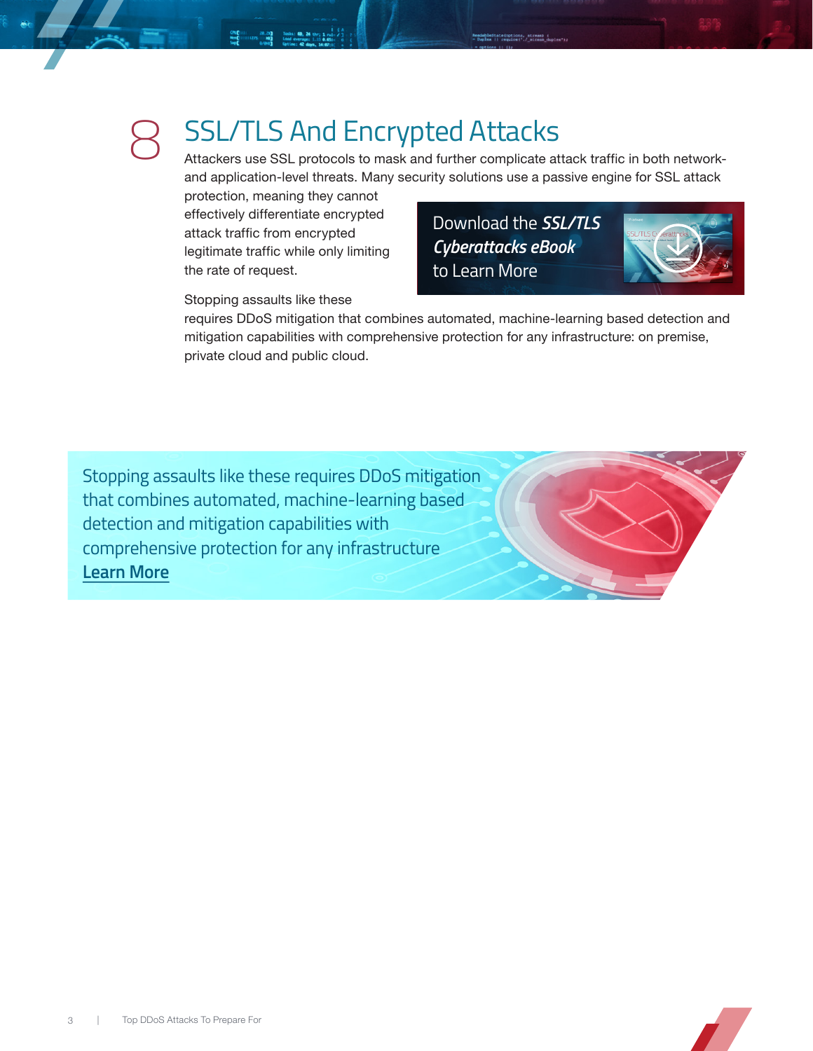## 8 SSL/TLS And Encrypted Attacks

Attackers use SSL protocols to mask and further complicate attack traffic in both network- and application-level threats. Many security solutions use a passive engine for SSL attack protection, meaning they cannot effectively differentiate encrypted attack traffic from encrypted legitimate traffic while only limiting the rate of request.

Download the ***SSL/TLS Cyberattacks eBook*** to Learn More

Stopping assaults like these requires DDoS mitigation that combines automated, machine-learning based detection and mitigation capabilities with comprehensive protection for any infrastructure: on premise, private cloud and public cloud.

Stopping assaults like these requires DDoS mitigation that combines automated, machine-learning based detection and mitigation capabilities with comprehensive protection for any infrastructure

**Learn More**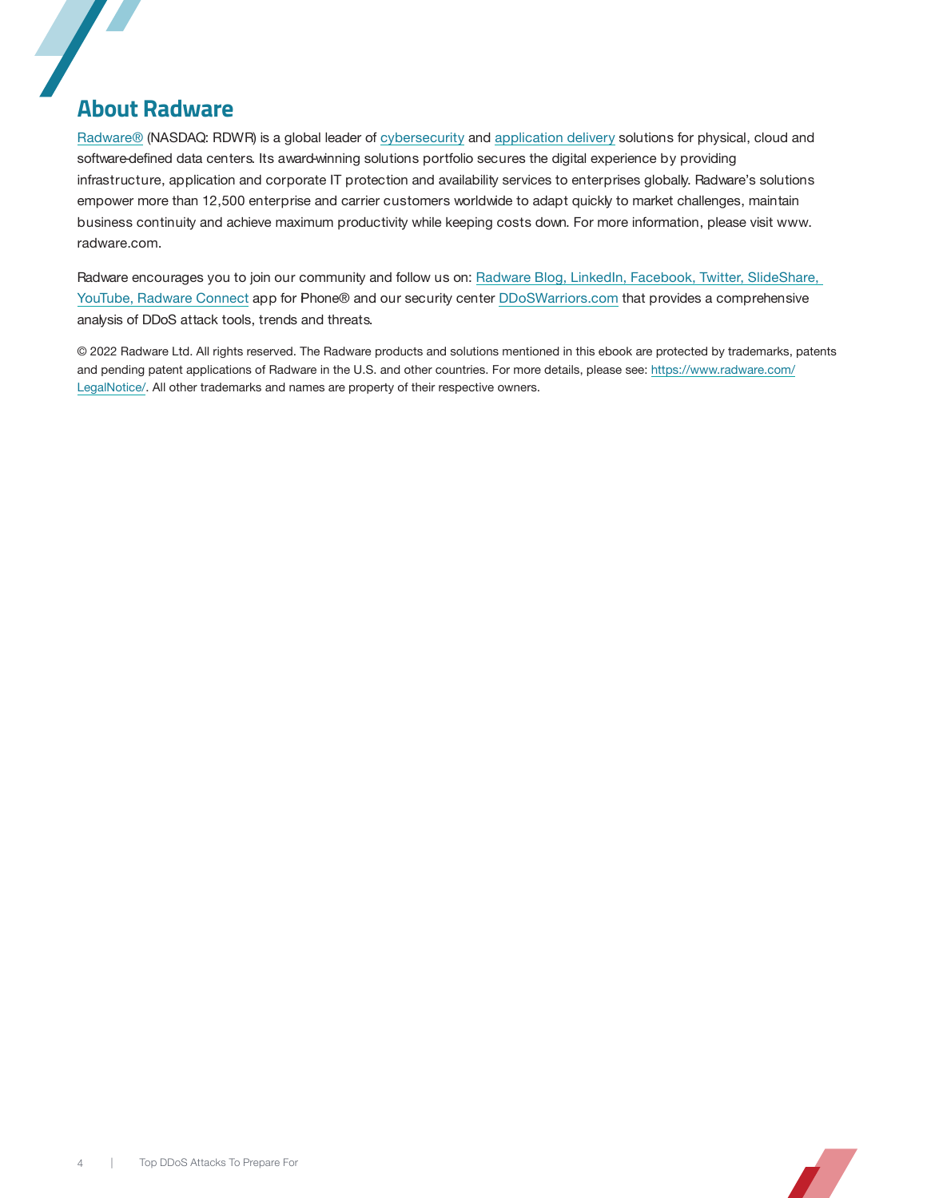## About Radware

Radware® (NASDAQ: RDWR) is a global leader of cybersecurity and application delivery solutions for physical, cloud and software-defined data centers. Its award-winning solutions portfolio secures the digital experience by providing infrastructure, application and corporate IT protection and availability services to enterprises globally. Radware's solutions empower more than 12,500 enterprise and carrier customers worldwide to adapt quickly to market challenges, maintain business continuity and achieve maximum productivity while keeping costs down. For more information, please visit www.radware.com.

Radware encourages you to join our community and follow us on: Radware Blog, LinkedIn, Facebook, Twitter, SlideShare, YouTube, Radware Connect app for Phone® and our security center DDoSWarriors.com that provides a comprehensive analysis of DDoS attack tools, trends and threats.

© 2022 Radware Ltd. All rights reserved. The Radware products and solutions mentioned in this ebook are protected by trademarks, patents and pending patent applications of Radware in the U.S. and other countries. For more details, please see: https://www.radware.com/LegalNotice/. All other trademarks and names are property of their respective owners.